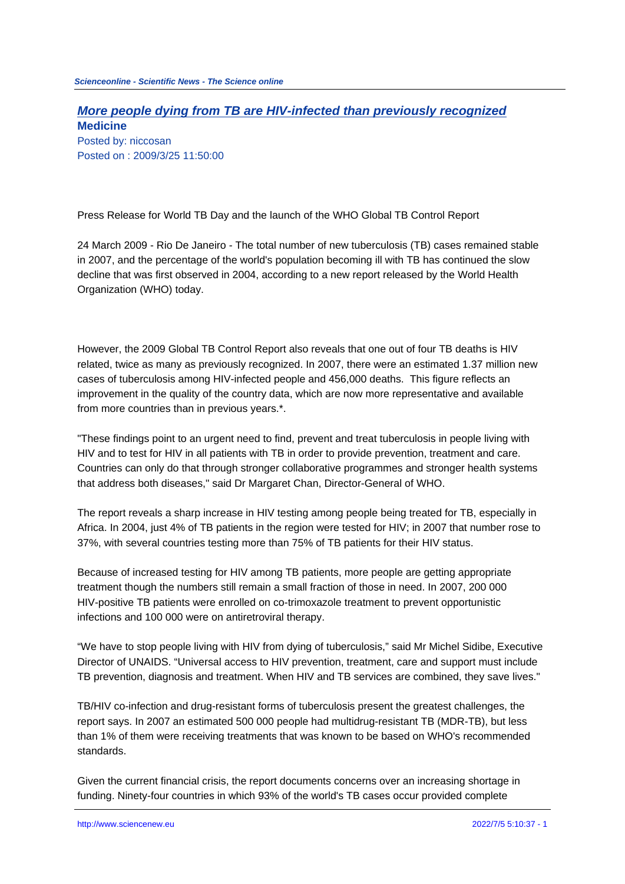## More people dying from TB are HIV-infected than previously recognized

**Medicine**

Posted by: niccosan
Posted on : 2009/3/25 11:50:00

Press Release for World TB Day and the launch of the WHO Global TB Control Report

24 March 2009 - Rio De Janeiro - The total number of new tuberculosis (TB) cases remained stable in 2007, and the percentage of the world's population becoming ill with TB has continued the slow decline that was first observed in 2004, according to a new report released by the World Health Organization (WHO) today.

However, the 2009 Global TB Control Report also reveals that one out of four TB deaths is HIV related, twice as many as previously recognized. In 2007, there were an estimated 1.37 million new cases of tuberculosis among HIV-infected people and 456,000 deaths. This figure reflects an improvement in the quality of the country data, which are now more representative and available from more countries than in previous years.*.

"These findings point to an urgent need to find, prevent and treat tuberculosis in people living with HIV and to test for HIV in all patients with TB in order to provide prevention, treatment and care. Countries can only do that through stronger collaborative programmes and stronger health systems that address both diseases," said Dr Margaret Chan, Director-General of WHO.

The report reveals a sharp increase in HIV testing among people being treated for TB, especially in Africa. In 2004, just 4% of TB patients in the region were tested for HIV; in 2007 that number rose to 37%, with several countries testing more than 75% of TB patients for their HIV status.

Because of increased testing for HIV among TB patients, more people are getting appropriate treatment though the numbers still remain a small fraction of those in need. In 2007, 200 000 HIV-positive TB patients were enrolled on co-trimoxazole treatment to prevent opportunistic infections and 100 000 were on antiretroviral therapy.

“We have to stop people living with HIV from dying of tuberculosis,” said Mr Michel Sidibe, Executive Director of UNAIDS. “Universal access to HIV prevention, treatment, care and support must include TB prevention, diagnosis and treatment. When HIV and TB services are combined, they save lives."

TB/HIV co-infection and drug-resistant forms of tuberculosis present the greatest challenges, the report says. In 2007 an estimated 500 000 people had multidrug-resistant TB (MDR-TB), but less than 1% of them were receiving treatments that was known to be based on WHO's recommended standards.

Given the current financial crisis, the report documents concerns over an increasing shortage in funding. Ninety-four countries in which 93% of the world's TB cases occur provided complete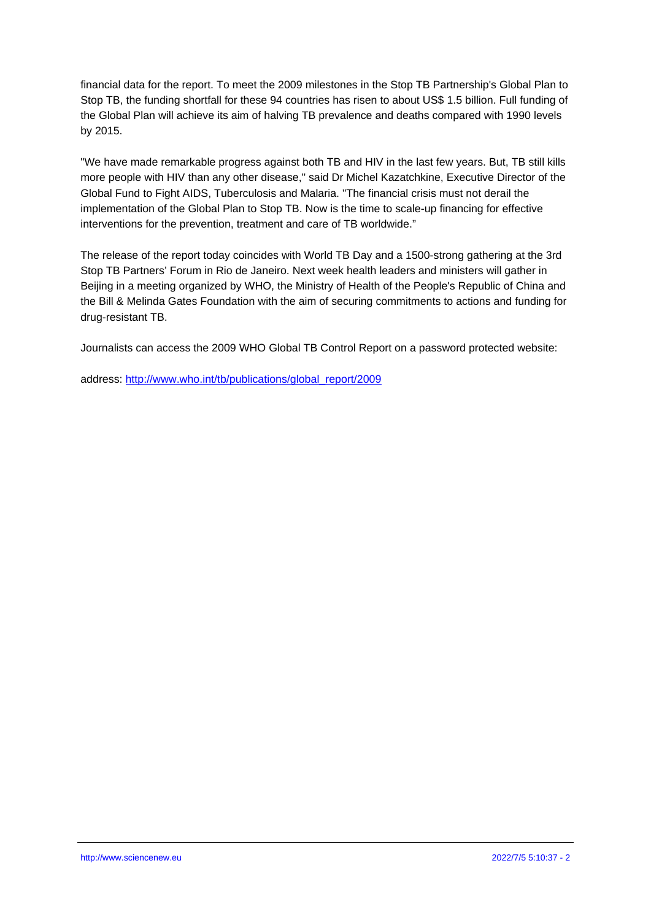financial data for the report. To meet the 2009 milestones in the Stop TB Partnership's Global Plan to Stop TB, the funding shortfall for these 94 countries has risen to about US$ 1.5 billion. Full funding of the Global Plan will achieve its aim of halving TB prevalence and deaths compared with 1990 levels by 2015.

"We have made remarkable progress against both TB and HIV in the last few years. But, TB still kills more people with HIV than any other disease," said Dr Michel Kazatchkine, Executive Director of the Global Fund to Fight AIDS, Tuberculosis and Malaria. "The financial crisis must not derail the implementation of the Global Plan to Stop TB. Now is the time to scale-up financing for effective interventions for the prevention, treatment and care of TB worldwide."

The release of the report today coincides with World TB Day and a 1500-strong gathering at the 3rd Stop TB Partners' Forum in Rio de Janeiro. Next week health leaders and ministers will gather in Beijing in a meeting organized by WHO, the Ministry of Health of the People's Republic of China and the Bill & Melinda Gates Foundation with the aim of securing commitments to actions and funding for drug-resistant TB.

Journalists can access the 2009 WHO Global TB Control Report on a password protected website:

address: [http://www.who.int/tb/publications/global_report/2009](http://www.who.int/tb/publications/global_report/2009)